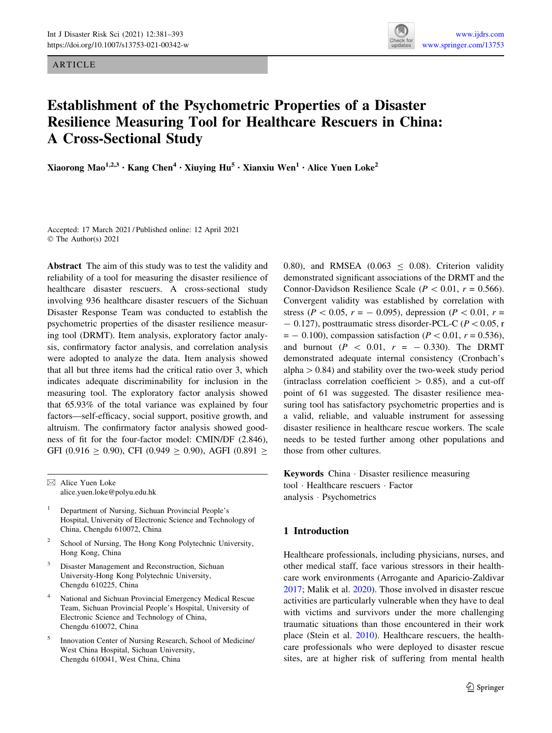ARTICLE

# Establishment of the Psychometric Properties of a Disaster Resilience Measuring Tool for Healthcare Rescuers in China: A Cross-Sectional Study

**Xiaorong Mao[1,2,3] · Kang Chen[4] · Xiuying Hu[5] · Xianxiu Wen[1] · Alice Yuen Loke[2]**

Accepted: 17 March 2021 / Published online: 12 April 2021
© The Author(s) 2021

**Abstract** The aim of this study was to test the validity and reliability of a tool for measuring the disaster resilience of healthcare disaster rescuers. A cross-sectional study involving 936 healthcare disaster rescuers of the Sichuan Disaster Response Team was conducted to establish the psychometric properties of the disaster resilience measuring tool (DRMT). Item analysis, exploratory factor analysis, confirmatory factor analysis, and correlation analysis were adopted to analyze the data. Item analysis showed that all but three items had the critical ratio over 3, which indicates adequate discriminability for inclusion in the measuring tool. The exploratory factor analysis showed that 65.93% of the total variance was explained by four factors—self-efficacy, social support, positive growth, and altruism. The confirmatory factor analysis showed goodness of fit for the four-factor model: CMIN/DF (2.846), GFI ($0.916 \geq 0.90$), CFI ($0.949 \geq 0.90$), AGFI ($0.891 \geq 0.80$), and RMSEA ($0.063 \leq 0.08$). Criterion validity demonstrated significant associations of the DRMT and the Connor-Davidson Resilience Scale ($P < 0.01$, $r = 0.566$). Convergent validity was established by correlation with stress ($P < 0.05$, $r = -0.095$), depression ($P < 0.01$, $r = -0.127$), posttraumatic stress disorder-PCL-C ($P < 0.05$, $r = -0.100$), compassion satisfaction ($P < 0.01$, $r = 0.536$), and burnout ($P < 0.01$, $r = -0.330$). The DRMT demonstrated adequate internal consistency (Cronbach's alpha > 0.84) and stability over the two-week study period (intraclass correlation coefficient > 0.85), and a cut-off point of 61 was suggested. The disaster resilience measuring tool has satisfactory psychometric properties and is a valid, reliable, and valuable instrument for assessing disaster resilience in healthcare rescue workers. The scale needs to be tested further among other populations and those from other cultures.

**Keywords** China · Disaster resilience measuring tool · Healthcare rescuers · Factor analysis · Psychometrics

✉ Alice Yuen Loke
alice.yuen.loke@polyu.edu.hk

[1] Department of Nursing, Sichuan Provincial People's Hospital, University of Electronic Science and Technology of China, Chengdu 610072, China

[2] School of Nursing, The Hong Kong Polytechnic University, Hong Kong, China

[3] Disaster Management and Reconstruction, Sichuan University-Hong Kong Polytechnic University, Chengdu 610225, China

[4] National and Sichuan Provincial Emergency Medical Rescue Team, Sichuan Provincial People's Hospital, University of Electronic Science and Technology of China, Chengdu 610072, China

[5] Innovation Center of Nursing Research, School of Medicine/West China Hospital, Sichuan University, Chengdu 610041, West China, China

## 1 Introduction

Healthcare professionals, including physicians, nurses, and other medical staff, face various stressors in their healthcare work environments (Arrogante and Aparicio-Zaldivar 2017; Malik et al. 2020). Those involved in disaster rescue activities are particularly vulnerable when they have to deal with victims and survivors under the more challenging traumatic situations than those encountered in their work place (Stein et al. 2010). Healthcare rescuers, the healthcare professionals who were deployed to disaster rescue sites, are at higher risk of suffering from mental health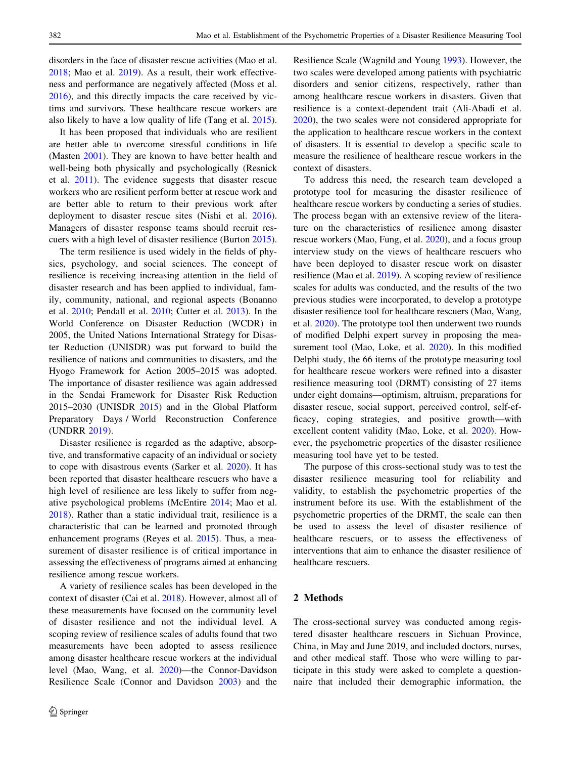disorders in the face of disaster rescue activities (Mao et al. 2018; Mao et al. 2019). As a result, their work effectiveness and performance are negatively affected (Moss et al. 2016), and this directly impacts the care received by victims and survivors. These healthcare rescue workers are also likely to have a low quality of life (Tang et al. 2015).

It has been proposed that individuals who are resilient are better able to overcome stressful conditions in life (Masten 2001). They are known to have better health and well-being both physically and psychologically (Resnick et al. 2011). The evidence suggests that disaster rescue workers who are resilient perform better at rescue work and are better able to return to their previous work after deployment to disaster rescue sites (Nishi et al. 2016). Managers of disaster response teams should recruit rescuers with a high level of disaster resilience (Burton 2015).

The term resilience is used widely in the fields of physics, psychology, and social sciences. The concept of resilience is receiving increasing attention in the field of disaster research and has been applied to individual, family, community, national, and regional aspects (Bonanno et al. 2010; Pendall et al. 2010; Cutter et al. 2013). In the World Conference on Disaster Reduction (WCDR) in 2005, the United Nations International Strategy for Disaster Reduction (UNISDR) was put forward to build the resilience of nations and communities to disasters, and the Hyogo Framework for Action 2005–2015 was adopted. The importance of disaster resilience was again addressed in the Sendai Framework for Disaster Risk Reduction 2015–2030 (UNISDR 2015) and in the Global Platform Preparatory Days / World Reconstruction Conference (UNDRR 2019).

Disaster resilience is regarded as the adaptive, absorptive, and transformative capacity of an individual or society to cope with disastrous events (Sarker et al. 2020). It has been reported that disaster healthcare rescuers who have a high level of resilience are less likely to suffer from negative psychological problems (McEntire 2014; Mao et al. 2018). Rather than a static individual trait, resilience is a characteristic that can be learned and promoted through enhancement programs (Reyes et al. 2015). Thus, a measurement of disaster resilience is of critical importance in assessing the effectiveness of programs aimed at enhancing resilience among rescue workers.

A variety of resilience scales has been developed in the context of disaster (Cai et al. 2018). However, almost all of these measurements have focused on the community level of disaster resilience and not the individual level. A scoping review of resilience scales of adults found that two measurements have been adopted to assess resilience among disaster healthcare rescue workers at the individual level (Mao, Wang, et al. 2020)—the Connor-Davidson Resilience Scale (Connor and Davidson 2003) and the Resilience Scale (Wagnild and Young 1993). However, the two scales were developed among patients with psychiatric disorders and senior citizens, respectively, rather than among healthcare rescue workers in disasters. Given that resilience is a context-dependent trait (Ali-Abadi et al. 2020), the two scales were not considered appropriate for the application to healthcare rescue workers in the context of disasters. It is essential to develop a specific scale to measure the resilience of healthcare rescue workers in the context of disasters.

To address this need, the research team developed a prototype tool for measuring the disaster resilience of healthcare rescue workers by conducting a series of studies. The process began with an extensive review of the literature on the characteristics of resilience among disaster rescue workers (Mao, Fung, et al. 2020), and a focus group interview study on the views of healthcare rescuers who have been deployed to disaster rescue work on disaster resilience (Mao et al. 2019). A scoping review of resilience scales for adults was conducted, and the results of the two previous studies were incorporated, to develop a prototype disaster resilience tool for healthcare rescuers (Mao, Wang, et al. 2020). The prototype tool then underwent two rounds of modified Delphi expert survey in proposing the measurement tool (Mao, Loke, et al. 2020). In this modified Delphi study, the 66 items of the prototype measuring tool for healthcare rescue workers were refined into a disaster resilience measuring tool (DRMT) consisting of 27 items under eight domains—optimism, altruism, preparations for disaster rescue, social support, perceived control, self-efficacy, coping strategies, and positive growth—with excellent content validity (Mao, Loke, et al. 2020). However, the psychometric properties of the disaster resilience measuring tool have yet to be tested.

The purpose of this cross-sectional study was to test the disaster resilience measuring tool for reliability and validity, to establish the psychometric properties of the instrument before its use. With the establishment of the psychometric properties of the DRMT, the scale can then be used to assess the level of disaster resilience of healthcare rescuers, or to assess the effectiveness of interventions that aim to enhance the disaster resilience of healthcare rescuers.

## 2 Methods

The cross-sectional survey was conducted among registered disaster healthcare rescuers in Sichuan Province, China, in May and June 2019, and included doctors, nurses, and other medical staff. Those who were willing to participate in this study were asked to complete a questionnaire that included their demographic information, the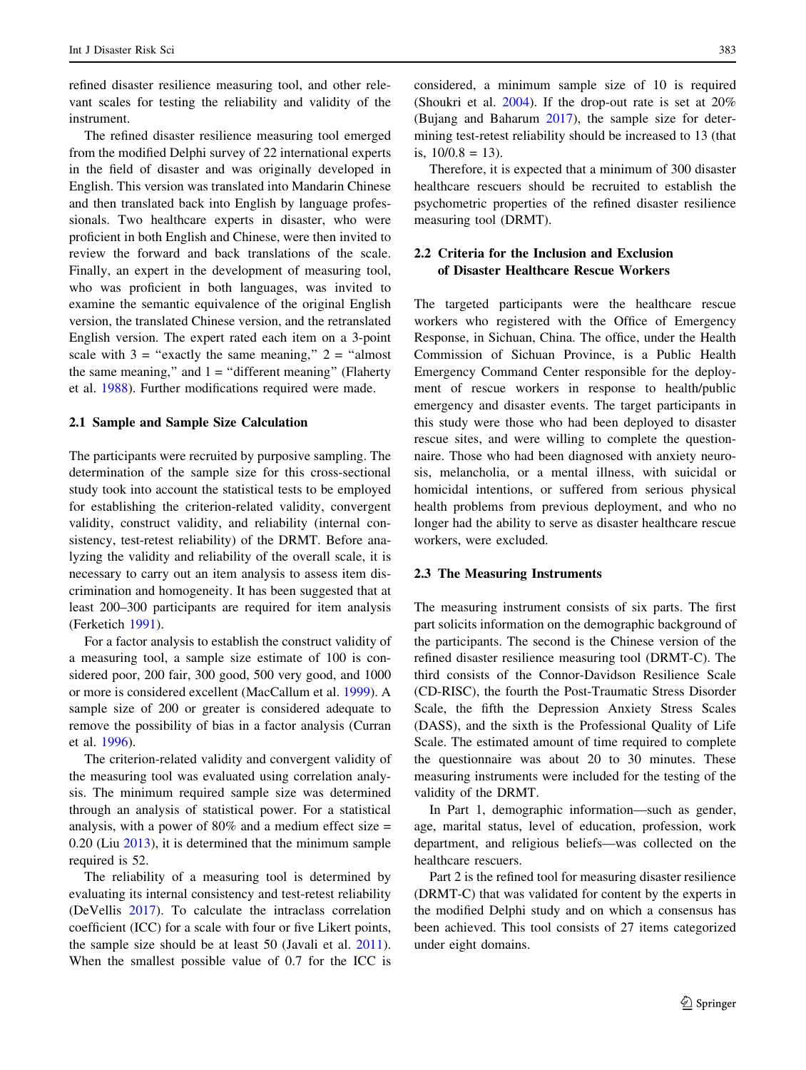refined disaster resilience measuring tool, and other relevant scales for testing the reliability and validity of the instrument.

The refined disaster resilience measuring tool emerged from the modified Delphi survey of 22 international experts in the field of disaster and was originally developed in English. This version was translated into Mandarin Chinese and then translated back into English by language professionals. Two healthcare experts in disaster, who were proficient in both English and Chinese, were then invited to review the forward and back translations of the scale. Finally, an expert in the development of measuring tool, who was proficient in both languages, was invited to examine the semantic equivalence of the original English version, the translated Chinese version, and the retranslated English version. The expert rated each item on a 3-point scale with 3 = "exactly the same meaning," 2 = "almost the same meaning," and 1 = "different meaning" (Flaherty et al. 1988). Further modifications required were made.

### 2.1 Sample and Sample Size Calculation

The participants were recruited by purposive sampling. The determination of the sample size for this cross-sectional study took into account the statistical tests to be employed for establishing the criterion-related validity, convergent validity, construct validity, and reliability (internal consistency, test-retest reliability) of the DRMT. Before analyzing the validity and reliability of the overall scale, it is necessary to carry out an item analysis to assess item discrimination and homogeneity. It has been suggested that at least 200–300 participants are required for item analysis (Ferketich 1991).

For a factor analysis to establish the construct validity of a measuring tool, a sample size estimate of 100 is considered poor, 200 fair, 300 good, 500 very good, and 1000 or more is considered excellent (MacCallum et al. 1999). A sample size of 200 or greater is considered adequate to remove the possibility of bias in a factor analysis (Curran et al. 1996).

The criterion-related validity and convergent validity of the measuring tool was evaluated using correlation analysis. The minimum required sample size was determined through an analysis of statistical power. For a statistical analysis, with a power of 80% and a medium effect size = 0.20 (Liu 2013), it is determined that the minimum sample required is 52.

The reliability of a measuring tool is determined by evaluating its internal consistency and test-retest reliability (DeVellis 2017). To calculate the intraclass correlation coefficient (ICC) for a scale with four or five Likert points, the sample size should be at least 50 (Javali et al. 2011). When the smallest possible value of 0.7 for the ICC is considered, a minimum sample size of 10 is required (Shoukri et al. 2004). If the drop-out rate is set at 20% (Bujang and Baharum 2017), the sample size for determining test-retest reliability should be increased to 13 (that is, 10/0.8 = 13).

Therefore, it is expected that a minimum of 300 disaster healthcare rescuers should be recruited to establish the psychometric properties of the refined disaster resilience measuring tool (DRMT).

### 2.2 Criteria for the Inclusion and Exclusion of Disaster Healthcare Rescue Workers

The targeted participants were the healthcare rescue workers who registered with the Office of Emergency Response, in Sichuan, China. The office, under the Health Commission of Sichuan Province, is a Public Health Emergency Command Center responsible for the deployment of rescue workers in response to health/public emergency and disaster events. The target participants in this study were those who had been deployed to disaster rescue sites, and were willing to complete the questionnaire. Those who had been diagnosed with anxiety neurosis, melancholia, or a mental illness, with suicidal or homicidal intentions, or suffered from serious physical health problems from previous deployment, and who no longer had the ability to serve as disaster healthcare rescue workers, were excluded.

### 2.3 The Measuring Instruments

The measuring instrument consists of six parts. The first part solicits information on the demographic background of the participants. The second is the Chinese version of the refined disaster resilience measuring tool (DRMT-C). The third consists of the Connor-Davidson Resilience Scale (CD-RISC), the fourth the Post-Traumatic Stress Disorder Scale, the fifth the Depression Anxiety Stress Scales (DASS), and the sixth is the Professional Quality of Life Scale. The estimated amount of time required to complete the questionnaire was about 20 to 30 minutes. These measuring instruments were included for the testing of the validity of the DRMT.

In Part 1, demographic information—such as gender, age, marital status, level of education, profession, work department, and religious beliefs—was collected on the healthcare rescuers.

Part 2 is the refined tool for measuring disaster resilience (DRMT-C) that was validated for content by the experts in the modified Delphi study and on which a consensus has been achieved. This tool consists of 27 items categorized under eight domains.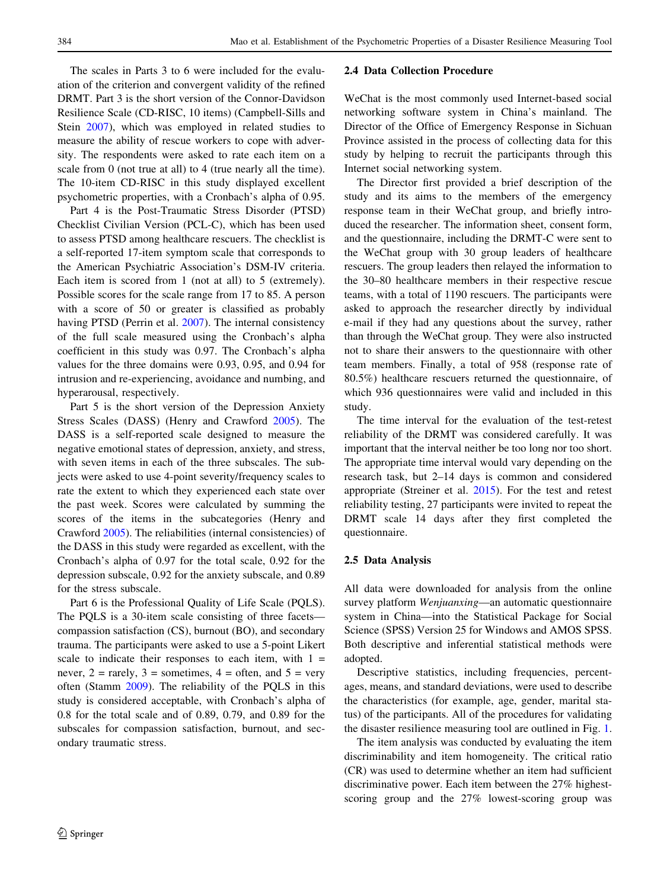The scales in Parts 3 to 6 were included for the evaluation of the criterion and convergent validity of the refined DRMT. Part 3 is the short version of the Connor-Davidson Resilience Scale (CD-RISC, 10 items) (Campbell-Sills and Stein 2007), which was employed in related studies to measure the ability of rescue workers to cope with adversity. The respondents were asked to rate each item on a scale from 0 (not true at all) to 4 (true nearly all the time). The 10-item CD-RISC in this study displayed excellent psychometric properties, with a Cronbach's alpha of 0.95.

Part 4 is the Post-Traumatic Stress Disorder (PTSD) Checklist Civilian Version (PCL-C), which has been used to assess PTSD among healthcare rescuers. The checklist is a self-reported 17-item symptom scale that corresponds to the American Psychiatric Association's DSM-IV criteria. Each item is scored from 1 (not at all) to 5 (extremely). Possible scores for the scale range from 17 to 85. A person with a score of 50 or greater is classified as probably having PTSD (Perrin et al. 2007). The internal consistency of the full scale measured using the Cronbach's alpha coefficient in this study was 0.97. The Cronbach's alpha values for the three domains were 0.93, 0.95, and 0.94 for intrusion and re-experiencing, avoidance and numbing, and hyperarousal, respectively.

Part 5 is the short version of the Depression Anxiety Stress Scales (DASS) (Henry and Crawford 2005). The DASS is a self-reported scale designed to measure the negative emotional states of depression, anxiety, and stress, with seven items in each of the three subscales. The subjects were asked to use 4-point severity/frequency scales to rate the extent to which they experienced each state over the past week. Scores were calculated by summing the scores of the items in the subcategories (Henry and Crawford 2005). The reliabilities (internal consistencies) of the DASS in this study were regarded as excellent, with the Cronbach's alpha of 0.97 for the total scale, 0.92 for the depression subscale, 0.92 for the anxiety subscale, and 0.89 for the stress subscale.

Part 6 is the Professional Quality of Life Scale (PQLS). The PQLS is a 30-item scale consisting of three facets—compassion satisfaction (CS), burnout (BO), and secondary trauma. The participants were asked to use a 5-point Likert scale to indicate their responses to each item, with 1 = never, 2 = rarely, 3 = sometimes, 4 = often, and 5 = very often (Stamm 2009). The reliability of the PQLS in this study is considered acceptable, with Cronbach's alpha of 0.8 for the total scale and of 0.89, 0.79, and 0.89 for the subscales for compassion satisfaction, burnout, and secondary traumatic stress.

### 2.4 Data Collection Procedure

WeChat is the most commonly used Internet-based social networking software system in China's mainland. The Director of the Office of Emergency Response in Sichuan Province assisted in the process of collecting data for this study by helping to recruit the participants through this Internet social networking system.

The Director first provided a brief description of the study and its aims to the members of the emergency response team in their WeChat group, and briefly introduced the researcher. The information sheet, consent form, and the questionnaire, including the DRMT-C were sent to the WeChat group with 30 group leaders of healthcare rescuers. The group leaders then relayed the information to the 30–80 healthcare members in their respective rescue teams, with a total of 1190 rescuers. The participants were asked to approach the researcher directly by individual e-mail if they had any questions about the survey, rather than through the WeChat group. They were also instructed not to share their answers to the questionnaire with other team members. Finally, a total of 958 (response rate of 80.5%) healthcare rescuers returned the questionnaire, of which 936 questionnaires were valid and included in this study.

The time interval for the evaluation of the test-retest reliability of the DRMT was considered carefully. It was important that the interval neither be too long nor too short. The appropriate time interval would vary depending on the research task, but 2–14 days is common and considered appropriate (Streiner et al. 2015). For the test and retest reliability testing, 27 participants were invited to repeat the DRMT scale 14 days after they first completed the questionnaire.

### 2.5 Data Analysis

All data were downloaded for analysis from the online survey platform *Wenjuanxing*—an automatic questionnaire system in China—into the Statistical Package for Social Science (SPSS) Version 25 for Windows and AMOS SPSS. Both descriptive and inferential statistical methods were adopted.

Descriptive statistics, including frequencies, percentages, means, and standard deviations, were used to describe the characteristics (for example, age, gender, marital status) of the participants. All of the procedures for validating the disaster resilience measuring tool are outlined in Fig. 1.

The item analysis was conducted by evaluating the item discriminability and item homogeneity. The critical ratio (CR) was used to determine whether an item had sufficient discriminative power. Each item between the 27% highest-scoring group and the 27% lowest-scoring group was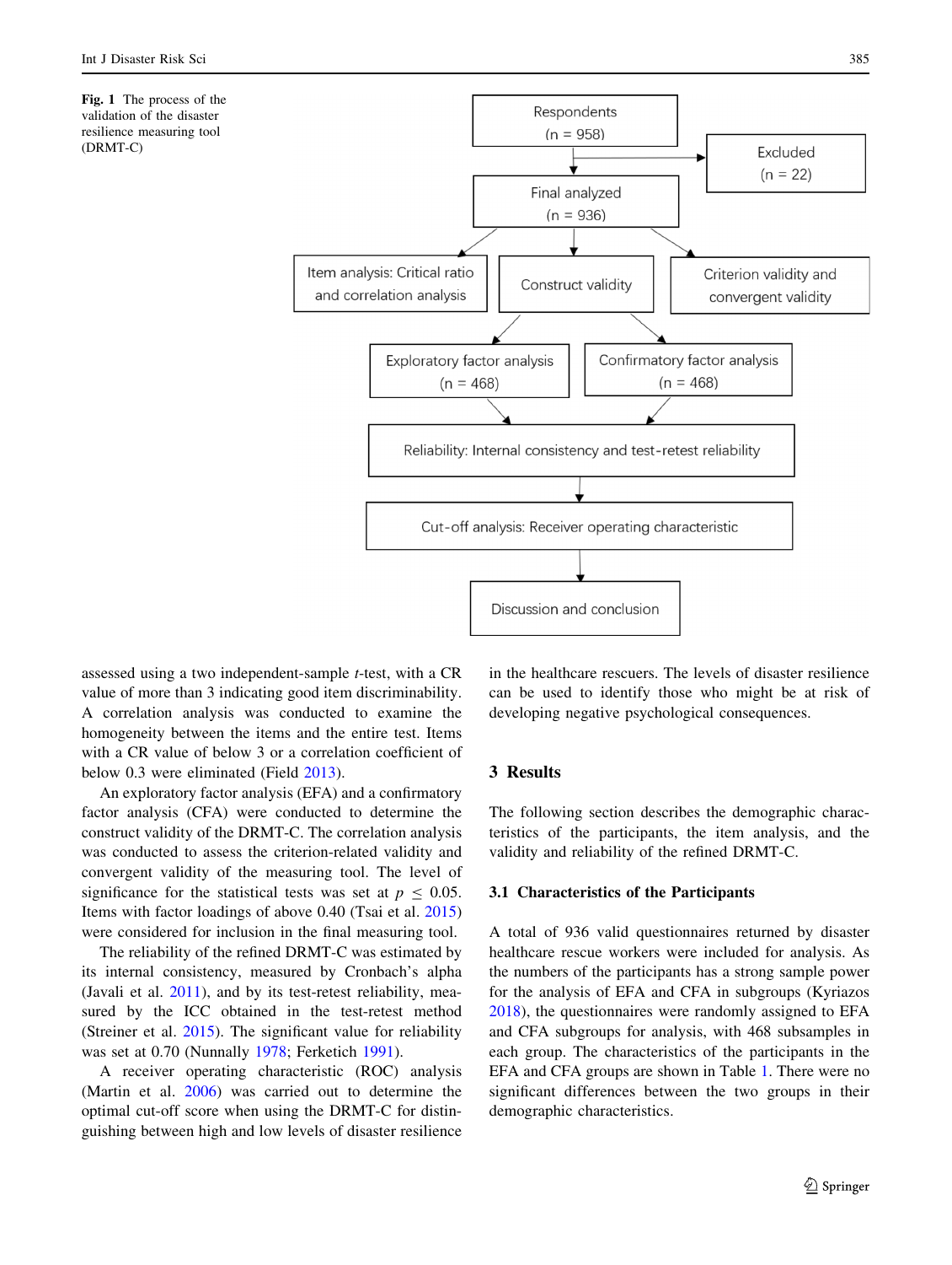Fig. 1 The process of the validation of the disaster resilience measuring tool (DRMT-C)

assessed using a two independent-sample *t*-test, with a CR value of more than 3 indicating good item discriminability. A correlation analysis was conducted to examine the homogeneity between the items and the entire test. Items with a CR value of below 3 or a correlation coefficient of below 0.3 were eliminated (Field 2013).

An exploratory factor analysis (EFA) and a confirmatory factor analysis (CFA) were conducted to determine the construct validity of the DRMT-C. The correlation analysis was conducted to assess the criterion-related validity and convergent validity of the measuring tool. The level of significance for the statistical tests was set at $p \leq 0.05$. Items with factor loadings of above 0.40 (Tsai et al. 2015) were considered for inclusion in the final measuring tool.

The reliability of the refined DRMT-C was estimated by its internal consistency, measured by Cronbach's alpha (Javali et al. 2011), and by its test-retest reliability, measured by the ICC obtained in the test-retest method (Streiner et al. 2015). The significant value for reliability was set at 0.70 (Nunnally 1978; Ferketich 1991).

A receiver operating characteristic (ROC) analysis (Martin et al. 2006) was carried out to determine the optimal cut-off score when using the DRMT-C for distinguishing between high and low levels of disaster resilience in the healthcare rescuers. The levels of disaster resilience can be used to identify those who might be at risk of developing negative psychological consequences.

## 3 Results

The following section describes the demographic characteristics of the participants, the item analysis, and the validity and reliability of the refined DRMT-C.

### 3.1 Characteristics of the Participants

A total of 936 valid questionnaires returned by disaster healthcare rescue workers were included for analysis. As the numbers of the participants has a strong sample power for the analysis of EFA and CFA in subgroups (Kyriazos 2018), the questionnaires were randomly assigned to EFA and CFA subgroups for analysis, with 468 subsamples in each group. The characteristics of the participants in the EFA and CFA groups are shown in Table 1. There were no significant differences between the two groups in their demographic characteristics.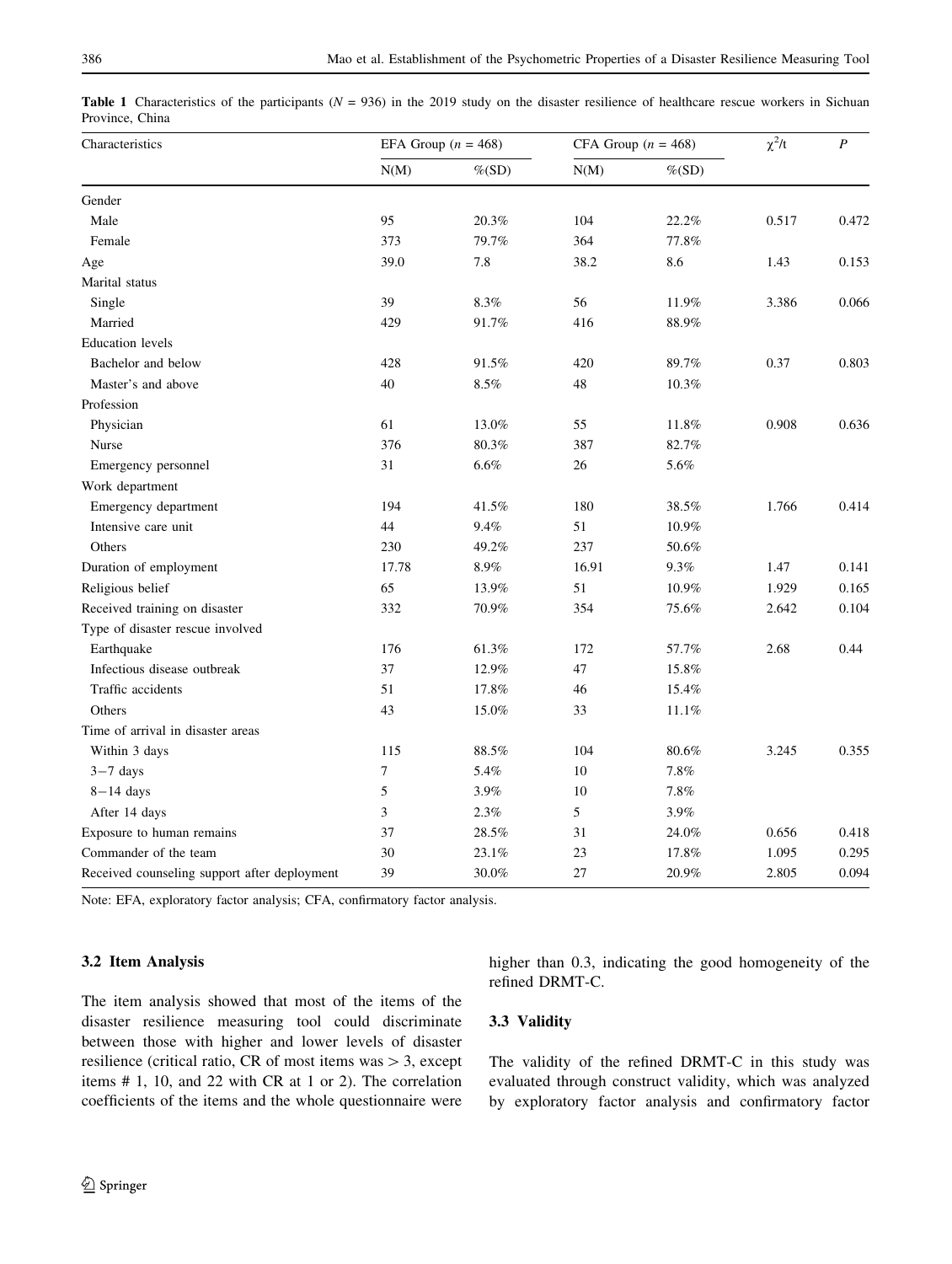**Table 1** Characteristics of the participants ($N$ = 936) in the 2019 study on the disaster resilience of healthcare rescue workers in Sichuan Province, China

| Characteristics | EFA Group ($n$ = 468) | | CFA Group ($n$ = 468) | | $\chi^2$/t | $P$ |
|---|---|---|---|---|---|---|
| | N(M) | %(SD) | N(M) | %(SD) | | |
| Gender | | | | | | |
| Male | 95 | 20.3% | 104 | 22.2% | 0.517 | 0.472 |
| Female | 373 | 79.7% | 364 | 77.8% | | |
| Age | 39.0 | 7.8 | 38.2 | 8.6 | 1.43 | 0.153 |
| Marital status | | | | | | |
| Single | 39 | 8.3% | 56 | 11.9% | 3.386 | 0.066 |
| Married | 429 | 91.7% | 416 | 88.9% | | |
| Education levels | | | | | | |
| Bachelor and below | 428 | 91.5% | 420 | 89.7% | 0.37 | 0.803 |
| Master's and above | 40 | 8.5% | 48 | 10.3% | | |
| Profession | | | | | | |
| Physician | 61 | 13.0% | 55 | 11.8% | 0.908 | 0.636 |
| Nurse | 376 | 80.3% | 387 | 82.7% | | |
| Emergency personnel | 31 | 6.6% | 26 | 5.6% | | |
| Work department | | | | | | |
| Emergency department | 194 | 41.5% | 180 | 38.5% | 1.766 | 0.414 |
| Intensive care unit | 44 | 9.4% | 51 | 10.9% | | |
| Others | 230 | 49.2% | 237 | 50.6% | | |
| Duration of employment | 17.78 | 8.9% | 16.91 | 9.3% | 1.47 | 0.141 |
| Religious belief | 65 | 13.9% | 51 | 10.9% | 1.929 | 0.165 |
| Received training on disaster | 332 | 70.9% | 354 | 75.6% | 2.642 | 0.104 |
| Type of disaster rescue involved | | | | | | |
| Earthquake | 176 | 61.3% | 172 | 57.7% | 2.68 | 0.44 |
| Infectious disease outbreak | 37 | 12.9% | 47 | 15.8% | | |
| Traffic accidents | 51 | 17.8% | 46 | 15.4% | | |
| Others | 43 | 15.0% | 33 | 11.1% | | |
| Time of arrival in disaster areas | | | | | | |
| Within 3 days | 115 | 88.5% | 104 | 80.6% | 3.245 | 0.355 |
| 3−7 days | 7 | 5.4% | 10 | 7.8% | | |
| 8−14 days | 5 | 3.9% | 10 | 7.8% | | |
| After 14 days | 3 | 2.3% | 5 | 3.9% | | |
| Exposure to human remains | 37 | 28.5% | 31 | 24.0% | 0.656 | 0.418 |
| Commander of the team | 30 | 23.1% | 23 | 17.8% | 1.095 | 0.295 |
| Received counseling support after deployment | 39 | 30.0% | 27 | 20.9% | 2.805 | 0.094 |

Note: EFA, exploratory factor analysis; CFA, confirmatory factor analysis.

### 3.2 Item Analysis

The item analysis showed that most of the items of the disaster resilience measuring tool could discriminate between those with higher and lower levels of disaster resilience (critical ratio, CR of most items was > 3, except items # 1, 10, and 22 with CR at 1 or 2). The correlation coefficients of the items and the whole questionnaire were higher than 0.3, indicating the good homogeneity of the refined DRMT-C.

### 3.3 Validity

The validity of the refined DRMT-C in this study was evaluated through construct validity, which was analyzed by exploratory factor analysis and confirmatory factor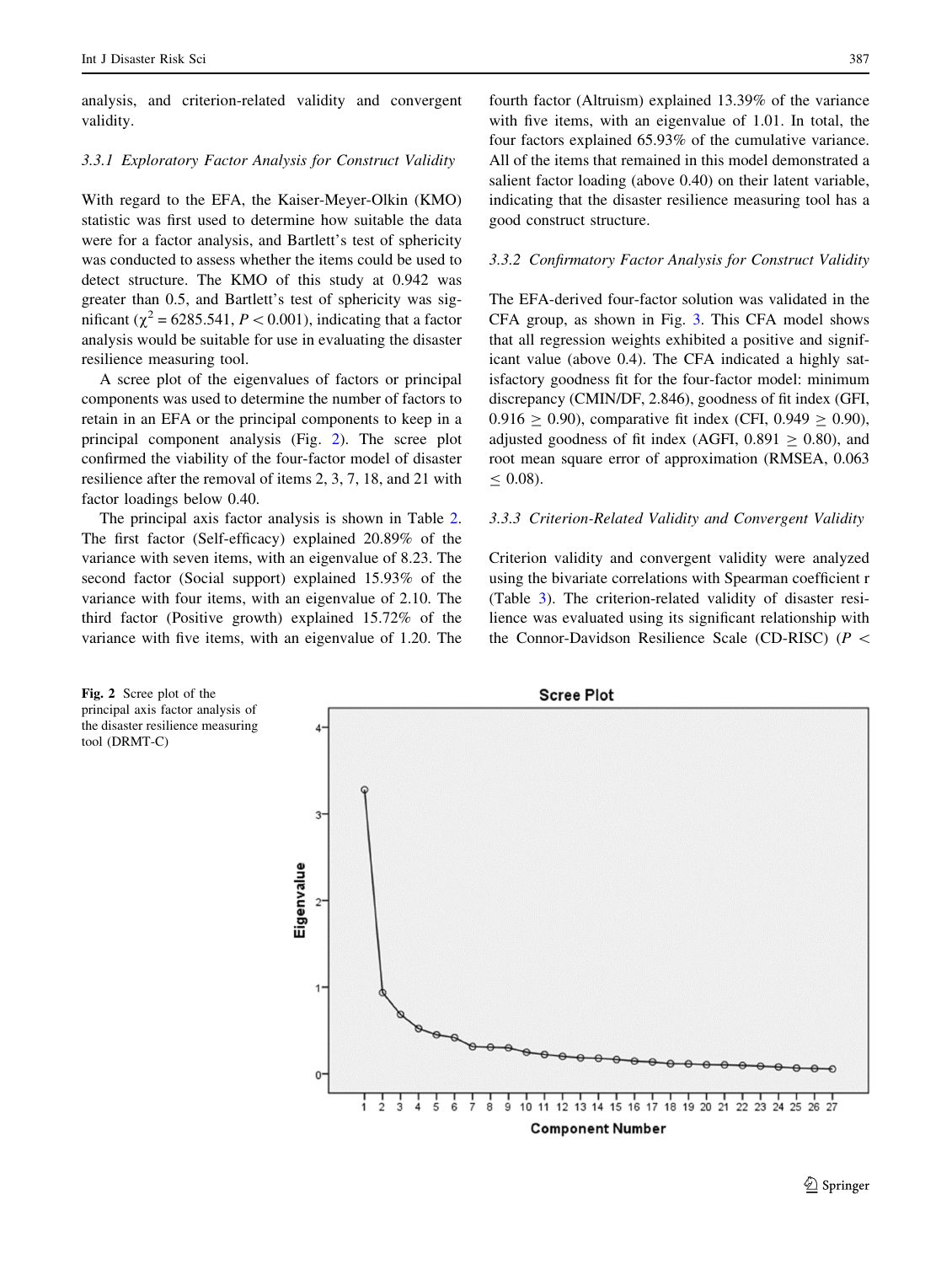analysis, and criterion-related validity and convergent validity.

#### 3.3.1 Exploratory Factor Analysis for Construct Validity

With regard to the EFA, the Kaiser-Meyer-Olkin (KMO) statistic was first used to determine how suitable the data were for a factor analysis, and Bartlett's test of sphericity was conducted to assess whether the items could be used to detect structure. The KMO of this study at 0.942 was greater than 0.5, and Bartlett's test of sphericity was significant ($\chi^2 = 6285.541$, $P < 0.001$), indicating that a factor analysis would be suitable for use in evaluating the disaster resilience measuring tool.

A scree plot of the eigenvalues of factors or principal components was used to determine the number of factors to retain in an EFA or the principal components to keep in a principal component analysis (Fig. 2). The scree plot confirmed the viability of the four-factor model of disaster resilience after the removal of items 2, 3, 7, 18, and 21 with factor loadings below 0.40.

The principal axis factor analysis is shown in Table 2. The first factor (Self-efficacy) explained 20.89% of the variance with seven items, with an eigenvalue of 8.23. The second factor (Social support) explained 15.93% of the variance with four items, with an eigenvalue of 2.10. The third factor (Positive growth) explained 15.72% of the variance with five items, with an eigenvalue of 1.20. The fourth factor (Altruism) explained 13.39% of the variance with five items, with an eigenvalue of 1.01. In total, the four factors explained 65.93% of the cumulative variance. All of the items that remained in this model demonstrated a salient factor loading (above 0.40) on their latent variable, indicating that the disaster resilience measuring tool has a good construct structure.

#### 3.3.2 Confirmatory Factor Analysis for Construct Validity

The EFA-derived four-factor solution was validated in the CFA group, as shown in Fig. 3. This CFA model shows that all regression weights exhibited a positive and significant value (above 0.4). The CFA indicated a highly satisfactory goodness fit for the four-factor model: minimum discrepancy (CMIN/DF, 2.846), goodness of fit index (GFI, $0.916 \geq 0.90$), comparative fit index (CFI, $0.949 \geq 0.90$), adjusted goodness of fit index (AGFI, $0.891 \geq 0.80$), and root mean square error of approximation (RMSEA, $0.063 \leq 0.08$).

#### 3.3.3 Criterion-Related Validity and Convergent Validity

Criterion validity and convergent validity were analyzed using the bivariate correlations with Spearman coefficient r (Table 3). The criterion-related validity of disaster resilience was evaluated using its significant relationship with the Connor-Davidson Resilience Scale (CD-RISC) ($P <$

**Fig. 2** Scree plot of the principal axis factor analysis of the disaster resilience measuring tool (DRMT-C)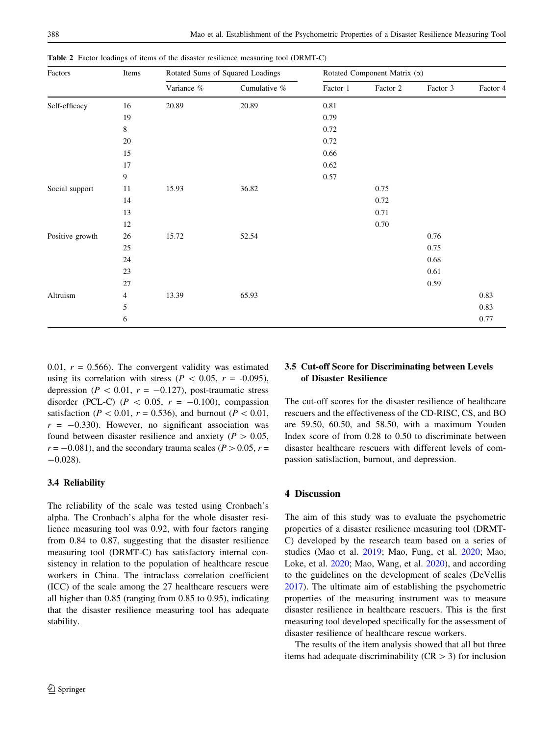**Table 2** Factor loadings of items of the disaster resilience measuring tool (DRMT-C)

| Factors | Items | Rotated Sums of Squared Loadings | | Rotated Component Matrix (α) | | | |
|---|---|---|---|---|---|---|---|
| | | Variance % | Cumulative % | Factor 1 | Factor 2 | Factor 3 | Factor 4 |
| Self-efficacy | 16 | 20.89 | 20.89 | 0.81 | | | |
| | 19 | | | 0.79 | | | |
| | 8 | | | 0.72 | | | |
| | 20 | | | 0.72 | | | |
| | 15 | | | 0.66 | | | |
| | 17 | | | 0.62 | | | |
| | 9 | | | 0.57 | | | |
| Social support | 11 | 15.93 | 36.82 | | 0.75 | | |
| | 14 | | | | 0.72 | | |
| | 13 | | | | 0.71 | | |
| | 12 | | | | 0.70 | | |
| Positive growth | 26 | 15.72 | 52.54 | | | 0.76 | |
| | 25 | | | | | 0.75 | |
| | 24 | | | | | 0.68 | |
| | 23 | | | | | 0.61 | |
| | 27 | | | | | 0.59 | |
| Altruism | 4 | 13.39 | 65.93 | | | | 0.83 |
| | 5 | | | | | | 0.83 |
| | 6 | | | | | | 0.77 |

0.01, $r = 0.566$). The convergent validity was estimated using its correlation with stress ($P < 0.05$, $r = -0.095$), depression ($P < 0.01$, $r = -0.127$), post-traumatic stress disorder (PCL-C) ($P < 0.05$, $r = -0.100$), compassion satisfaction ($P < 0.01$, $r = 0.536$), and burnout ($P < 0.01$, $r = -0.330$). However, no significant association was found between disaster resilience and anxiety ($P > 0.05$, $r = -0.081$), and the secondary trauma scales ($P > 0.05$, $r = -0.028$).

### 3.4 Reliability

The reliability of the scale was tested using Cronbach's alpha. The Cronbach's alpha for the whole disaster resilience measuring tool was 0.92, with four factors ranging from 0.84 to 0.87, suggesting that the disaster resilience measuring tool (DRMT-C) has satisfactory internal consistency in relation to the population of healthcare rescue workers in China. The intraclass correlation coefficient (ICC) of the scale among the 27 healthcare rescuers were all higher than 0.85 (ranging from 0.85 to 0.95), indicating that the disaster resilience measuring tool has adequate stability.

### 3.5 Cut-off Score for Discriminating between Levels of Disaster Resilience

The cut-off scores for the disaster resilience of healthcare rescuers and the effectiveness of the CD-RISC, CS, and BO are 59.50, 60.50, and 58.50, with a maximum Youden Index score of from 0.28 to 0.50 to discriminate between disaster healthcare rescuers with different levels of compassion satisfaction, burnout, and depression.

## 4 Discussion

The aim of this study was to evaluate the psychometric properties of a disaster resilience measuring tool (DRMT-C) developed by the research team based on a series of studies (Mao et al. 2019; Mao, Fung, et al. 2020; Mao, Loke, et al. 2020; Mao, Wang, et al. 2020), and according to the guidelines on the development of scales (DeVellis 2017). The ultimate aim of establishing the psychometric properties of the measuring instrument was to measure disaster resilience in healthcare rescuers. This is the first measuring tool developed specifically for the assessment of disaster resilience of healthcare rescue workers.

The results of the item analysis showed that all but three items had adequate discriminability (CR > 3) for inclusion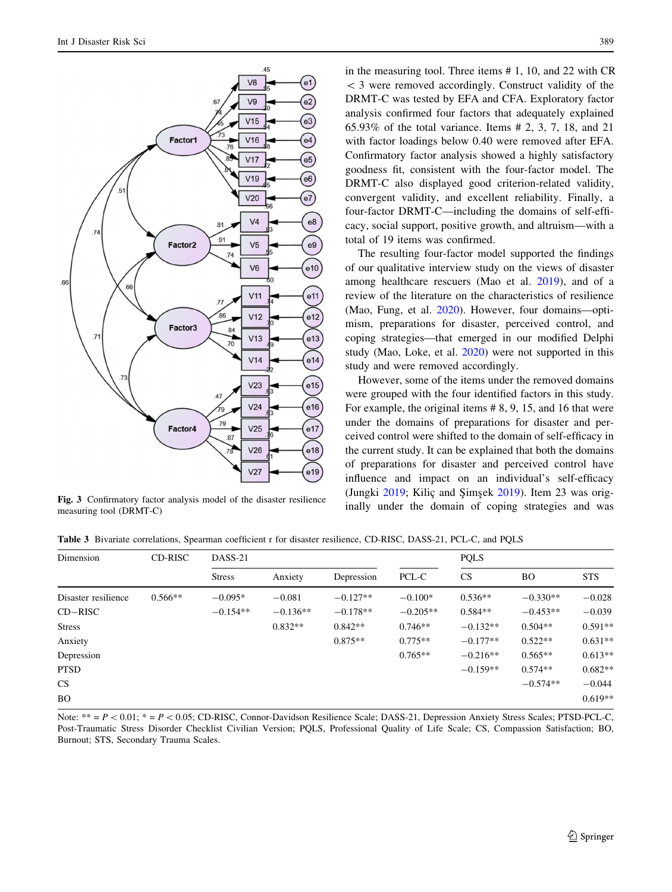Fig. 3 Confirmatory factor analysis model of the disaster resilience measuring tool (DRMT-C)

in the measuring tool. Three items # 1, 10, and 22 with CR < 3 were removed accordingly. Construct validity of the DRMT-C was tested by EFA and CFA. Exploratory factor analysis confirmed four factors that adequately explained 65.93% of the total variance. Items # 2, 3, 7, 18, and 21 with factor loadings below 0.40 were removed after EFA. Confirmatory factor analysis showed a highly satisfactory goodness fit, consistent with the four-factor model. The DRMT-C also displayed good criterion-related validity, convergent validity, and excellent reliability. Finally, a four-factor DRMT-C—including the domains of self-efficacy, social support, positive growth, and altruism—with a total of 19 items was confirmed.

The resulting four-factor model supported the findings of our qualitative interview study on the views of disaster among healthcare rescuers (Mao et al. 2019), and of a review of the literature on the characteristics of resilience (Mao, Fung, et al. 2020). However, four domains—optimism, preparations for disaster, perceived control, and coping strategies—that emerged in our modified Delphi study (Mao, Loke, et al. 2020) were not supported in this study and were removed accordingly.

However, some of the items under the removed domains were grouped with the four identified factors in this study. For example, the original items # 8, 9, 15, and 16 that were under the domains of preparations for disaster and perceived control were shifted to the domain of self-efficacy in the current study. It can be explained that both the domains of preparations for disaster and perceived control have influence and impact on an individual's self-efficacy (Jungki 2019; Kiliç and Şimşek 2019). Item 23 was originally under the domain of coping strategies and was

**Table 3** Bivariate correlations, Spearman coefficient r for disaster resilience, CD-RISC, DASS-21, PCL-C, and PQLS

| Dimension | CD-RISC | DASS-21 | | | PCL-C | PQLS | | |
|---|---|---|---|---|---|---|---|---|
| | | Stress | Anxiety | Depression | | CS | BO | STS |
| Disaster resilience | 0.566** | −0.095* | −0.081 | −0.127** | −0.100* | 0.536** | −0.330** | −0.028 |
| CD−RISC | | −0.154** | −0.136** | −0.178** | −0.205** | 0.584** | −0.453** | −0.039 |
| Stress | | | 0.832** | 0.842** | 0.746** | −0.132** | 0.504** | 0.591** |
| Anxiety | | | | 0.875** | 0.775** | −0.177** | 0.522** | 0.631** |
| Depression | | | | | 0.765** | −0.216** | 0.565** | 0.613** |
| PTSD | | | | | | −0.159** | 0.574** | 0.682** |
| CS | | | | | | | −0.574** | −0.044 |
| BO | | | | | | | | 0.619** |

Note: ** = $P < 0.01$; * = $P < 0.05$; CD-RISC, Connor-Davidson Resilience Scale; DASS-21, Depression Anxiety Stress Scales; PTSD-PCL-C, Post-Traumatic Stress Disorder Checklist Civilian Version; PQLS, Professional Quality of Life Scale; CS, Compassion Satisfaction; BO, Burnout; STS, Secondary Trauma Scales.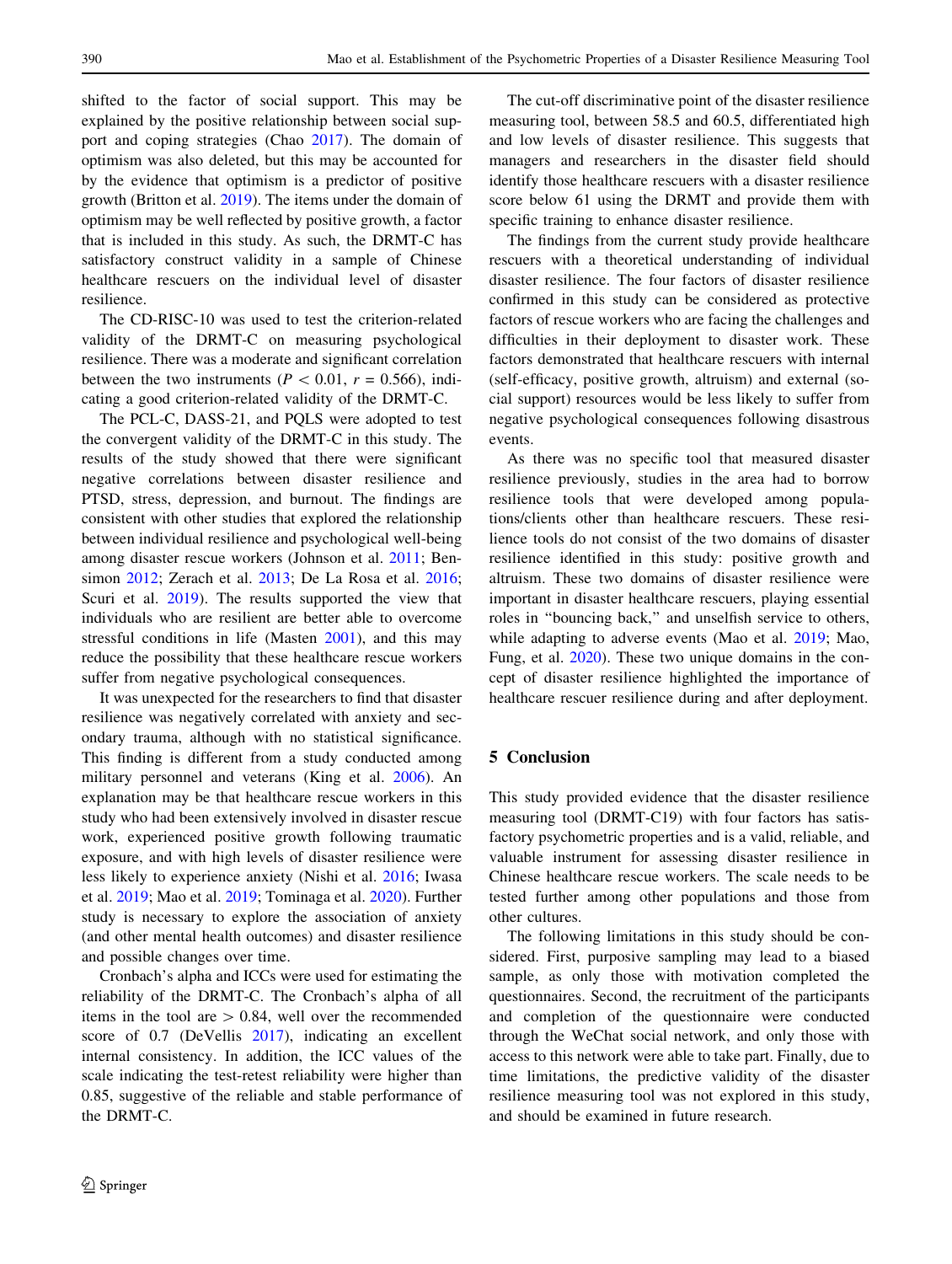shifted to the factor of social support. This may be explained by the positive relationship between social support and coping strategies (Chao 2017). The domain of optimism was also deleted, but this may be accounted for by the evidence that optimism is a predictor of positive growth (Britton et al. 2019). The items under the domain of optimism may be well reflected by positive growth, a factor that is included in this study. As such, the DRMT-C has satisfactory construct validity in a sample of Chinese healthcare rescuers on the individual level of disaster resilience.

The CD-RISC-10 was used to test the criterion-related validity of the DRMT-C on measuring psychological resilience. There was a moderate and significant correlation between the two instruments ($P < 0.01$, $r = 0.566$), indicating a good criterion-related validity of the DRMT-C.

The PCL-C, DASS-21, and PQLS were adopted to test the convergent validity of the DRMT-C in this study. The results of the study showed that there were significant negative correlations between disaster resilience and PTSD, stress, depression, and burnout. The findings are consistent with other studies that explored the relationship between individual resilience and psychological well-being among disaster rescue workers (Johnson et al. 2011; Bensimon 2012; Zerach et al. 2013; De La Rosa et al. 2016; Scuri et al. 2019). The results supported the view that individuals who are resilient are better able to overcome stressful conditions in life (Masten 2001), and this may reduce the possibility that these healthcare rescue workers suffer from negative psychological consequences.

It was unexpected for the researchers to find that disaster resilience was negatively correlated with anxiety and secondary trauma, although with no statistical significance. This finding is different from a study conducted among military personnel and veterans (King et al. 2006). An explanation may be that healthcare rescue workers in this study who had been extensively involved in disaster rescue work, experienced positive growth following traumatic exposure, and with high levels of disaster resilience were less likely to experience anxiety (Nishi et al. 2016; Iwasa et al. 2019; Mao et al. 2019; Tominaga et al. 2020). Further study is necessary to explore the association of anxiety (and other mental health outcomes) and disaster resilience and possible changes over time.

Cronbach's alpha and ICCs were used for estimating the reliability of the DRMT-C. The Cronbach's alpha of all items in the tool are $> 0.84$, well over the recommended score of 0.7 (DeVellis 2017), indicating an excellent internal consistency. In addition, the ICC values of the scale indicating the test-retest reliability were higher than 0.85, suggestive of the reliable and stable performance of the DRMT-C.

The cut-off discriminative point of the disaster resilience measuring tool, between 58.5 and 60.5, differentiated high and low levels of disaster resilience. This suggests that managers and researchers in the disaster field should identify those healthcare rescuers with a disaster resilience score below 61 using the DRMT and provide them with specific training to enhance disaster resilience.

The findings from the current study provide healthcare rescuers with a theoretical understanding of individual disaster resilience. The four factors of disaster resilience confirmed in this study can be considered as protective factors of rescue workers who are facing the challenges and difficulties in their deployment to disaster work. These factors demonstrated that healthcare rescuers with internal (self-efficacy, positive growth, altruism) and external (social support) resources would be less likely to suffer from negative psychological consequences following disastrous events.

As there was no specific tool that measured disaster resilience previously, studies in the area had to borrow resilience tools that were developed among populations/clients other than healthcare rescuers. These resilience tools do not consist of the two domains of disaster resilience identified in this study: positive growth and altruism. These two domains of disaster resilience were important in disaster healthcare rescuers, playing essential roles in "bouncing back," and unselfish service to others, while adapting to adverse events (Mao et al. 2019; Mao, Fung, et al. 2020). These two unique domains in the concept of disaster resilience highlighted the importance of healthcare rescuer resilience during and after deployment.

## 5 Conclusion

This study provided evidence that the disaster resilience measuring tool (DRMT-C19) with four factors has satisfactory psychometric properties and is a valid, reliable, and valuable instrument for assessing disaster resilience in Chinese healthcare rescue workers. The scale needs to be tested further among other populations and those from other cultures.

The following limitations in this study should be considered. First, purposive sampling may lead to a biased sample, as only those with motivation completed the questionnaires. Second, the recruitment of the participants and completion of the questionnaire were conducted through the WeChat social network, and only those with access to this network were able to take part. Finally, due to time limitations, the predictive validity of the disaster resilience measuring tool was not explored in this study, and should be examined in future research.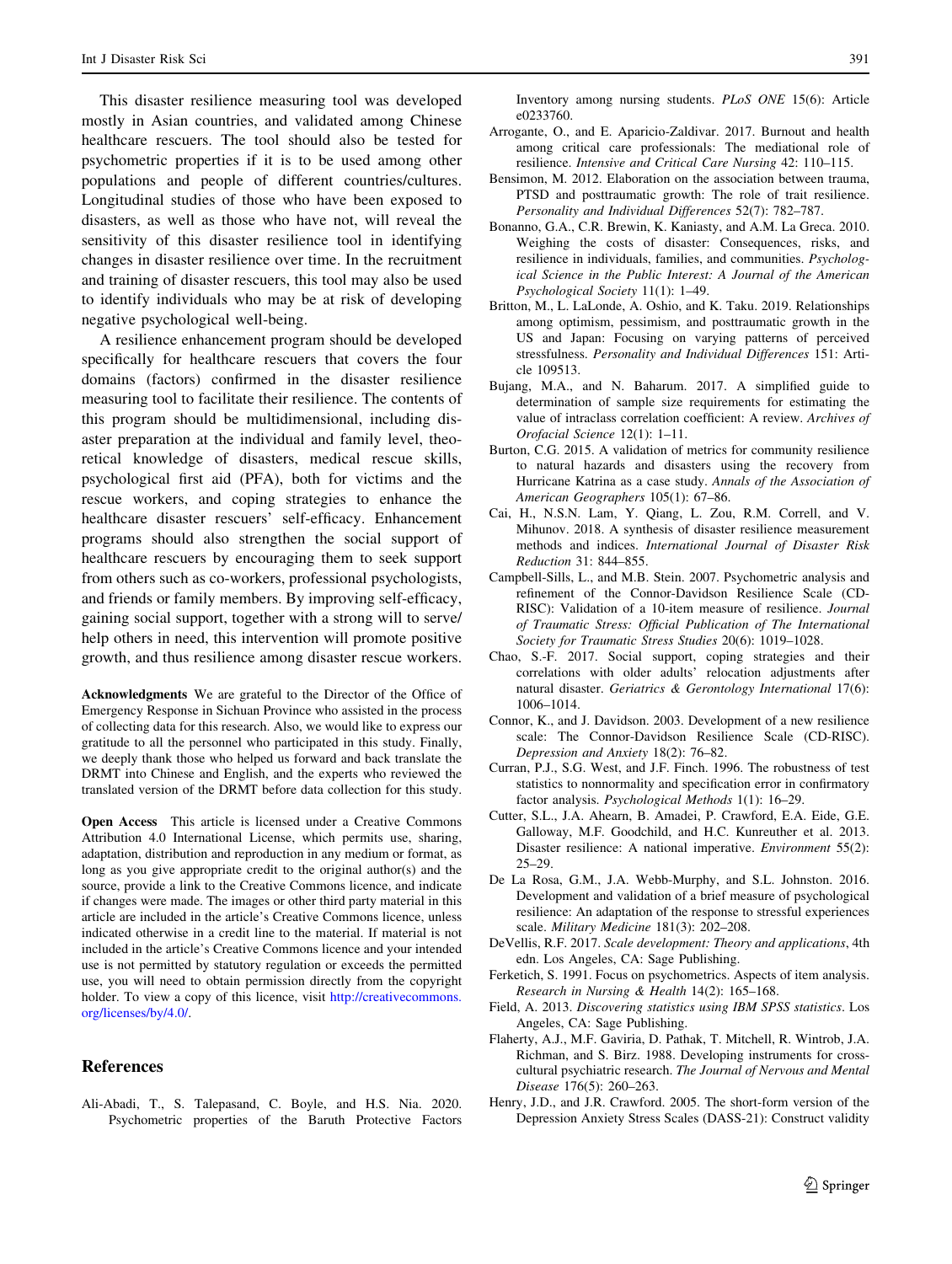This disaster resilience measuring tool was developed mostly in Asian countries, and validated among Chinese healthcare rescuers. The tool should also be tested for psychometric properties if it is to be used among other populations and people of different countries/cultures. Longitudinal studies of those who have been exposed to disasters, as well as those who have not, will reveal the sensitivity of this disaster resilience tool in identifying changes in disaster resilience over time. In the recruitment and training of disaster rescuers, this tool may also be used to identify individuals who may be at risk of developing negative psychological well-being.

A resilience enhancement program should be developed specifically for healthcare rescuers that covers the four domains (factors) confirmed in the disaster resilience measuring tool to facilitate their resilience. The contents of this program should be multidimensional, including disaster preparation at the individual and family level, theoretical knowledge of disasters, medical rescue skills, psychological first aid (PFA), both for victims and the rescue workers, and coping strategies to enhance the healthcare disaster rescuers' self-efficacy. Enhancement programs should also strengthen the social support of healthcare rescuers by encouraging them to seek support from others such as co-workers, professional psychologists, and friends or family members. By improving self-efficacy, gaining social support, together with a strong will to serve/help others in need, this intervention will promote positive growth, and thus resilience among disaster rescue workers.

**Acknowledgments** We are grateful to the Director of the Office of Emergency Response in Sichuan Province who assisted in the process of collecting data for this research. Also, we would like to express our gratitude to all the personnel who participated in this study. Finally, we deeply thank those who helped us forward and back translate the DRMT into Chinese and English, and the experts who reviewed the translated version of the DRMT before data collection for this study.

**Open Access** This article is licensed under a Creative Commons Attribution 4.0 International License, which permits use, sharing, adaptation, distribution and reproduction in any medium or format, as long as you give appropriate credit to the original author(s) and the source, provide a link to the Creative Commons licence, and indicate if changes were made. The images or other third party material in this article are included in the article's Creative Commons licence, unless indicated otherwise in a credit line to the material. If material is not included in the article's Creative Commons licence and your intended use is not permitted by statutory regulation or exceeds the permitted use, you will need to obtain permission directly from the copyright holder. To view a copy of this licence, visit http://creativecommons.org/licenses/by/4.0/.

## References

Ali-Abadi, T., S. Talepasand, C. Boyle, and H.S. Nia. 2020. Psychometric properties of the Baruth Protective Factors Inventory among nursing students. *PLoS ONE* 15(6): Article e0233760.

Arrogante, O., and E. Aparicio-Zaldivar. 2017. Burnout and health among critical care professionals: The mediational role of resilience. *Intensive and Critical Care Nursing* 42: 110–115.

Bensimon, M. 2012. Elaboration on the association between trauma, PTSD and posttraumatic growth: The role of trait resilience. *Personality and Individual Differences* 52(7): 782–787.

Bonanno, G.A., C.R. Brewin, K. Kaniasty, and A.M. La Greca. 2010. Weighing the costs of disaster: Consequences, risks, and resilience in individuals, families, and communities. *Psychological Science in the Public Interest: A Journal of the American Psychological Society* 11(1): 1–49.

Britton, M., L. LaLonde, A. Oshio, and K. Taku. 2019. Relationships among optimism, pessimism, and posttraumatic growth in the US and Japan: Focusing on varying patterns of perceived stressfulness. *Personality and Individual Differences* 151: Article 109513.

Bujang, M.A., and N. Baharum. 2017. A simplified guide to determination of sample size requirements for estimating the value of intraclass correlation coefficient: A review. *Archives of Orofacial Science* 12(1): 1–11.

Burton, C.G. 2015. A validation of metrics for community resilience to natural hazards and disasters using the recovery from Hurricane Katrina as a case study. *Annals of the Association of American Geographers* 105(1): 67–86.

Cai, H., N.S.N. Lam, Y. Qiang, L. Zou, R.M. Correll, and V. Mihunov. 2018. A synthesis of disaster resilience measurement methods and indices. *International Journal of Disaster Risk Reduction* 31: 844–855.

Campbell-Sills, L., and M.B. Stein. 2007. Psychometric analysis and refinement of the Connor-Davidson Resilience Scale (CD-RISC): Validation of a 10-item measure of resilience. *Journal of Traumatic Stress: Official Publication of The International Society for Traumatic Stress Studies* 20(6): 1019–1028.

Chao, S.-F. 2017. Social support, coping strategies and their correlations with older adults' relocation adjustments after natural disaster. *Geriatrics & Gerontology International* 17(6): 1006–1014.

Connor, K., and J. Davidson. 2003. Development of a new resilience scale: The Connor-Davidson Resilience Scale (CD-RISC). *Depression and Anxiety* 18(2): 76–82.

Curran, P.J., S.G. West, and J.F. Finch. 1996. The robustness of test statistics to nonnormality and specification error in confirmatory factor analysis. *Psychological Methods* 1(1): 16–29.

Cutter, S.L., J.A. Ahearn, B. Amadei, P. Crawford, E.A. Eide, G.E. Galloway, M.F. Goodchild, and H.C. Kunreuther et al. 2013. Disaster resilience: A national imperative. *Environment* 55(2): 25–29.

De La Rosa, G.M., J.A. Webb-Murphy, and S.L. Johnston. 2016. Development and validation of a brief measure of psychological resilience: An adaptation of the response to stressful experiences scale. *Military Medicine* 181(3): 202–208.

DeVellis, R.F. 2017. *Scale development: Theory and applications*, 4th edn. Los Angeles, CA: Sage Publishing.

Ferketich, S. 1991. Focus on psychometrics. Aspects of item analysis. *Research in Nursing & Health* 14(2): 165–168.

Field, A. 2013. *Discovering statistics using IBM SPSS statistics*. Los Angeles, CA: Sage Publishing.

Flaherty, A.J., M.F. Gaviria, D. Pathak, T. Mitchell, R. Wintrob, J.A. Richman, and S. Birz. 1988. Developing instruments for cross-cultural psychiatric research. *The Journal of Nervous and Mental Disease* 176(5): 260–263.

Henry, J.D., and J.R. Crawford. 2005. The short-form version of the Depression Anxiety Stress Scales (DASS-21): Construct validity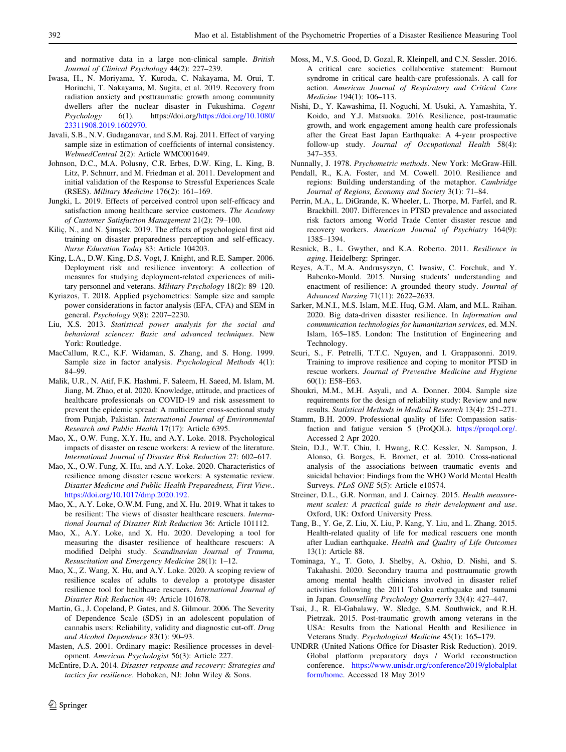and normative data in a large non-clinical sample. *British Journal of Clinical Psychology* 44(2): 227–239.

Iwasa, H., N. Moriyama, Y. Kuroda, C. Nakayama, M. Orui, T. Horiuchi, T. Nakayama, M. Sugita, et al. 2019. Recovery from radiation anxiety and posttraumatic growth among community dwellers after the nuclear disaster in Fukushima. *Cogent Psychology* 6(1). https://doi.org/https://doi.org/10.1080/23311908.2019.1602970.

Javali, S.B., N.V. Gudaganavar, and S.M. Raj. 2011. Effect of varying sample size in estimation of coefficients of internal consistency. *WebmedCentral* 2(2): Article WMC001649.

Johnson, D.C., M.A. Polusny, C.R. Erbes, D.W. King, L. King, B. Litz, P. Schnurr, and M. Friedman et al. 2011. Development and initial validation of the Response to Stressful Experiences Scale (RSES). *Military Medicine* 176(2): 161–169.

Jungki, L. 2019. Effects of perceived control upon self-efficacy and satisfaction among healthcare service customers. *The Academy of Customer Satisfaction Management* 21(2): 79–100.

Kiliç, N., and N. Şimşek. 2019. The effects of psychological first aid training on disaster preparedness perception and self-efficacy. *Nurse Education Today* 83: Article 104203.

King, L.A., D.W. King, D.S. Vogt, J. Knight, and R.E. Samper. 2006. Deployment risk and resilience inventory: A collection of measures for studying deployment-related experiences of military personnel and veterans. *Military Psychology* 18(2): 89–120.

Kyriazos, T. 2018. Applied psychometrics: Sample size and sample power considerations in factor analysis (EFA, CFA) and SEM in general. *Psychology* 9(8): 2207–2230.

Liu, X.S. 2013. *Statistical power analysis for the social and behavioral sciences: Basic and advanced techniques*. New York: Routledge.

MacCallum, R.C., K.F. Widaman, S. Zhang, and S. Hong. 1999. Sample size in factor analysis. *Psychological Methods* 4(1): 84–99.

Malik, U.R., N. Atif, F.K. Hashmi, F. Saleem, H. Saeed, M. Islam, M. Jiang, M. Zhao, et al. 2020. Knowledge, attitude, and practices of healthcare professionals on COVID-19 and risk assessment to prevent the epidemic spread: A multicenter cross-sectional study from Punjab, Pakistan. *International Journal of Environmental Research and Public Health* 17(17): Article 6395.

Mao, X., O.W. Fung, X.Y. Hu, and A.Y. Loke. 2018. Psychological impacts of disaster on rescue workers: A review of the literature. *International Journal of Disaster Risk Reduction* 27: 602–617.

Mao, X., O.W. Fung, X. Hu, and A.Y. Loke. 2020. Characteristics of resilience among disaster rescue workers: A systematic review. *Disaster Medicine and Public Health Preparedness, First View.*. https://doi.org/10.1017/dmp.2020.192.

Mao, X., A.Y. Loke, O.W.M. Fung, and X. Hu. 2019. What it takes to be resilient: The views of disaster healthcare rescuers. *International Journal of Disaster Risk Reduction* 36: Article 101112.

Mao, X., A.Y. Loke, and X. Hu. 2020. Developing a tool for measuring the disaster resilience of healthcare rescuers: A modified Delphi study. *Scandinavian Journal of Trauma, Resuscitation and Emergency Medicine* 28(1): 1–12.

Mao, X., Z. Wang, X. Hu, and A.Y. Loke. 2020. A scoping review of resilience scales of adults to develop a prototype disaster resilience tool for healthcare rescuers. *International Journal of Disaster Risk Reduction* 49: Article 101678.

Martin, G., J. Copeland, P. Gates, and S. Gilmour. 2006. The Severity of Dependence Scale (SDS) in an adolescent population of cannabis users: Reliability, validity and diagnostic cut-off. *Drug and Alcohol Dependence* 83(1): 90–93.

Masten, A.S. 2001. Ordinary magic: Resilience processes in development. *American Psychologist* 56(3): Article 227.

McEntire, D.A. 2014. *Disaster response and recovery: Strategies and tactics for resilience*. Hoboken, NJ: John Wiley & Sons.

Moss, M., V.S. Good, D. Gozal, R. Kleinpell, and C.N. Sessler. 2016. A critical care societies collaborative statement: Burnout syndrome in critical care health-care professionals. A call for action. *American Journal of Respiratory and Critical Care Medicine* 194(1): 106–113.

Nishi, D., Y. Kawashima, H. Noguchi, M. Usuki, A. Yamashita, Y. Koido, and Y.J. Matsuoka. 2016. Resilience, post-traumatic growth, and work engagement among health care professionals after the Great East Japan Earthquake: A 4-year prospective follow-up study. *Journal of Occupational Health* 58(4): 347–353.

Nunnally, J. 1978. *Psychometric methods*. New York: McGraw-Hill.

Pendall, R., K.A. Foster, and M. Cowell. 2010. Resilience and regions: Building understanding of the metaphor. *Cambridge Journal of Regions, Economy and Society* 3(1): 71–84.

Perrin, M.A., L. DiGrande, K. Wheeler, L. Thorpe, M. Farfel, and R. Brackbill. 2007. Differences in PTSD prevalence and associated risk factors among World Trade Center disaster rescue and recovery workers. *American Journal of Psychiatry* 164(9): 1385–1394.

Resnick, B., L. Gwyther, and K.A. Roberto. 2011. *Resilience in aging*. Heidelberg: Springer.

Reyes, A.T., M.A. Andrusyszyn, C. Iwasiw, C. Forchuk, and Y. Babenko-Mould. 2015. Nursing students' understanding and enactment of resilience: A grounded theory study. *Journal of Advanced Nursing* 71(11): 2622–2633.

Sarker, M.N.I., M.S. Islam, M.E. Huq, G.M. Alam, and M.L. Raihan. 2020. Big data-driven disaster resilience. In *Information and communication technologies for humanitarian services*, ed. M.N. Islam, 165–185. London: The Institution of Engineering and Technology.

Scuri, S., F. Petrelli, T.T.C. Nguyen, and I. Grappasonni. 2019. Training to improve resilience and coping to monitor PTSD in rescue workers. *Journal of Preventive Medicine and Hygiene* 60(1): E58–E63.

Shoukri, M.M., M.H. Asyali, and A. Donner. 2004. Sample size requirements for the design of reliability study: Review and new results. *Statistical Methods in Medical Research* 13(4): 251–271.

Stamm, B.H. 2009. Professional quality of life: Compassion satisfaction and fatigue version 5 (ProQOL). https://proqol.org/. Accessed 2 Apr 2020.

Stein, D.J., W.T. Chiu, I. Hwang, R.C. Kessler, N. Sampson, J. Alonso, G. Borges, E. Bromet, et al. 2010. Cross-national analysis of the associations between traumatic events and suicidal behavior: Findings from the WHO World Mental Health Surveys. *PLoS ONE* 5(5): Article e10574.

Streiner, D.L., G.R. Norman, and J. Cairney. 2015. *Health measurement scales: A practical guide to their development and use*. Oxford, UK: Oxford University Press.

Tang, B., Y. Ge, Z. Liu, X. Liu, P. Kang, Y. Liu, and L. Zhang. 2015. Health-related quality of life for medical rescuers one month after Ludian earthquake. *Health and Quality of Life Outcomes* 13(1): Article 88.

Tominaga, Y., T. Goto, J. Shelby, A. Oshio, D. Nishi, and S. Takahashi. 2020. Secondary trauma and posttraumatic growth among mental health clinicians involved in disaster relief activities following the 2011 Tohoku earthquake and tsunami in Japan. *Counselling Psychology Quarterly* 33(4): 427–447.

Tsai, J., R. El-Gabalawy, W. Sledge, S.M. Southwick, and R.H. Pietrzak. 2015. Post-traumatic growth among veterans in the USA: Results from the National Health and Resilience in Veterans Study. *Psychological Medicine* 45(1): 165–179.

UNDRR (United Nations Office for Disaster Risk Reduction). 2019. Global platform preparatory days / World reconstruction conference. https://www.unisdr.org/conference/2019/globalplatform/home. Accessed 18 May 2019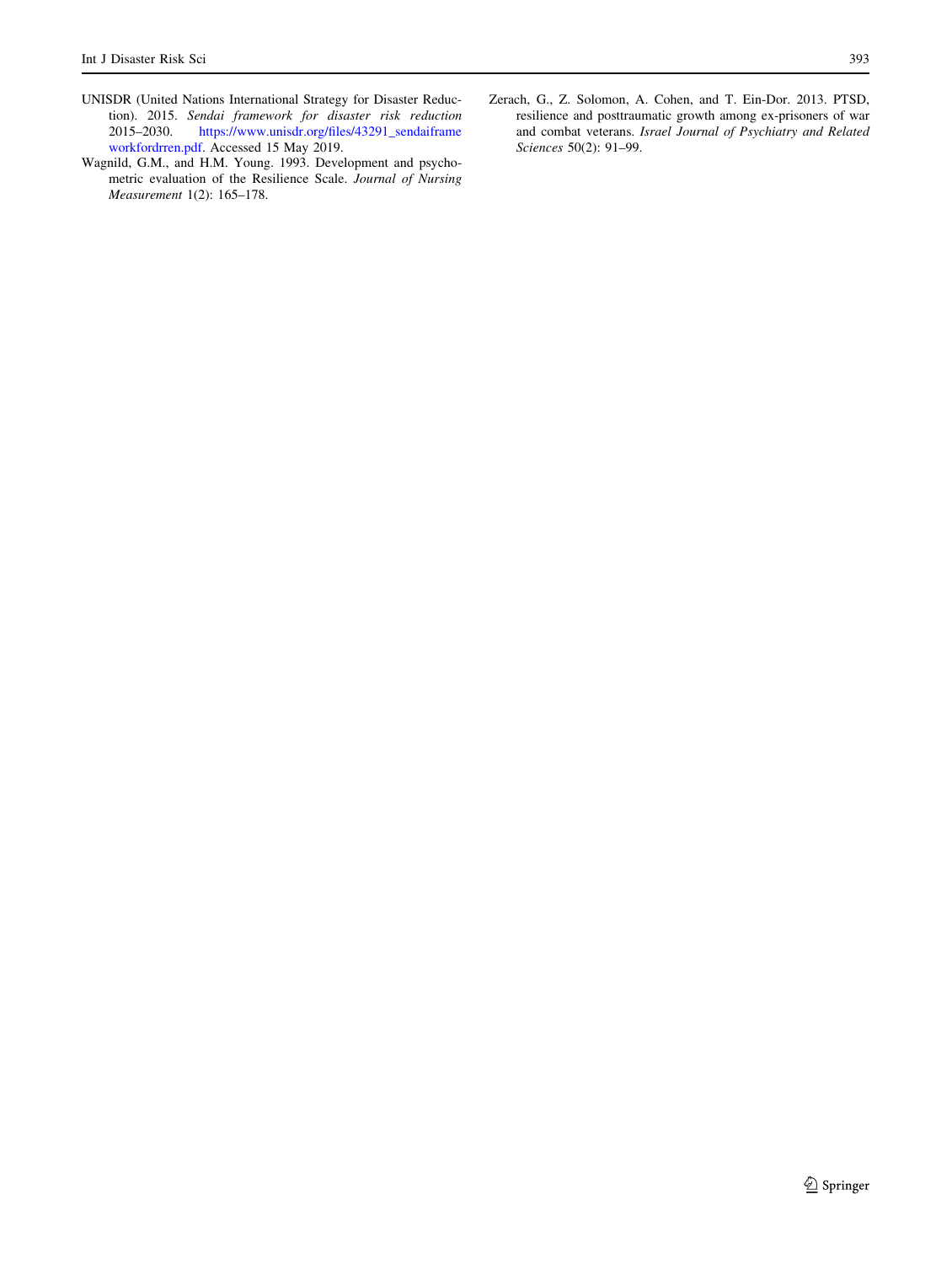UNISDR (United Nations International Strategy for Disaster Reduction). 2015. *Sendai framework for disaster risk reduction 2015–2030*. https://www.unisdr.org/files/43291_sendaiframeworkfordrren.pdf. Accessed 15 May 2019.

Wagnild, G.M., and H.M. Young. 1993. Development and psychometric evaluation of the Resilience Scale. *Journal of Nursing Measurement* 1(2): 165–178.

Zerach, G., Z. Solomon, A. Cohen, and T. Ein-Dor. 2013. PTSD, resilience and posttraumatic growth among ex-prisoners of war and combat veterans. *Israel Journal of Psychiatry and Related Sciences* 50(2): 91–99.